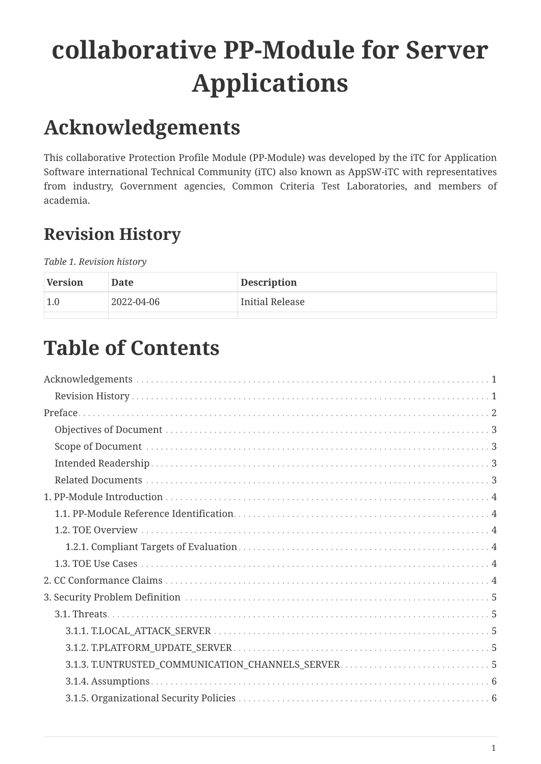# collaborative PP-Module for Server Applications

# Acknowledgements

This collaborative Protection Profile Module (PP-Module) was developed by the iTC for Application Software international Technical Community (iTC) also known as AppSW-iTC with representatives from industry, Government agencies, Common Criteria Test Laboratories, and members of academia.

## Revision History

*Table 1. Revision history*

| Version | Date | Description |
| --- | --- | --- |
| 1.0 | 2022-04-06 | Initial Release |
| | | |

# Table of Contents

- Acknowledgements
  - Revision History
- Preface
  - Objectives of Document
  - Scope of Document
  - Intended Readership
  - Related Documents
- 1. PP-Module Introduction
  - 1.1. PP-Module Reference Identification
  - 1.2. TOE Overview
    - 1.2.1. Compliant Targets of Evaluation
  - 1.3. TOE Use Cases
- 2. CC Conformance Claims
- 3. Security Problem Definition
  - 3.1. Threats
    - 3.1.1. T.LOCAL_ATTACK_SERVER
    - 3.1.2. T.PLATFORM_UPDATE_SERVER
    - 3.1.3. T.UNTRUSTED_COMMUNICATION_CHANNELS_SERVER
    - 3.1.4. Assumptions
    - 3.1.5. Organizational Security Policies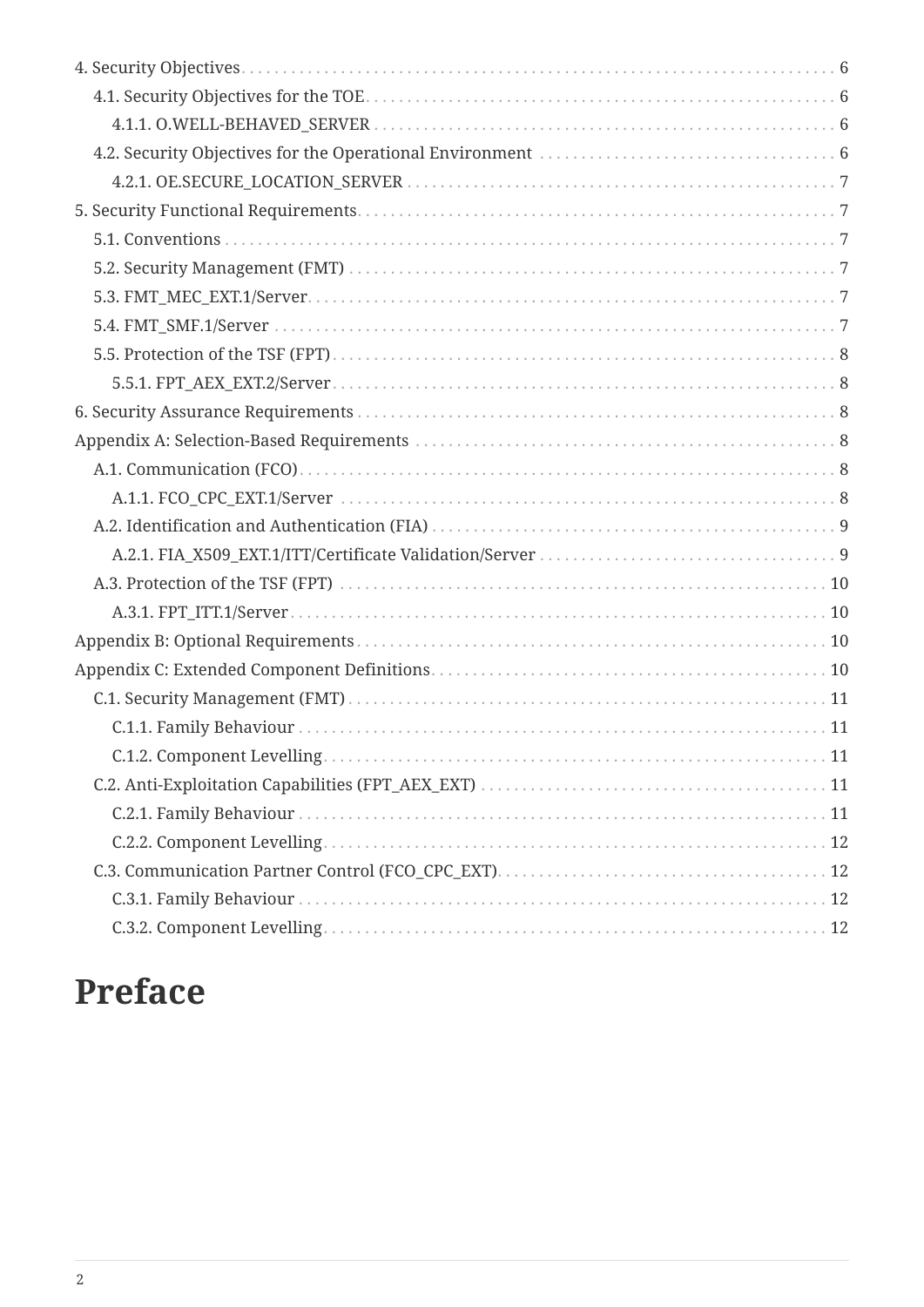- 4. Security Objectives 6
  - 4.1. Security Objectives for the TOE 6
    - 4.1.1. O.WELL-BEHAVED_SERVER 6
  - 4.2. Security Objectives for the Operational Environment 6
    - 4.2.1. OE.SECURE_LOCATION_SERVER 7
- 5. Security Functional Requirements 7
  - 5.1. Conventions 7
  - 5.2. Security Management (FMT) 7
  - 5.3. FMT_MEC_EXT.1/Server 7
  - 5.4. FMT_SMF.1/Server 7
  - 5.5. Protection of the TSF (FPT) 8
    - 5.5.1. FPT_AEX_EXT.2/Server 8
- 6. Security Assurance Requirements 8
- Appendix A: Selection-Based Requirements 8
  - A.1. Communication (FCO) 8
    - A.1.1. FCO_CPC_EXT.1/Server 8
  - A.2. Identification and Authentication (FIA) 9
    - A.2.1. FIA_X509_EXT.1/ITT/Certificate Validation/Server 9
  - A.3. Protection of the TSF (FPT) 10
    - A.3.1. FPT_ITT.1/Server 10
- Appendix B: Optional Requirements 10
- Appendix C: Extended Component Definitions 10
  - C.1. Security Management (FMT) 11
    - C.1.1. Family Behaviour 11
    - C.1.2. Component Levelling 11
  - C.2. Anti-Exploitation Capabilities (FPT_AEX_EXT) 11
    - C.2.1. Family Behaviour 11
    - C.2.2. Component Levelling 12
  - C.3. Communication Partner Control (FCO_CPC_EXT) 12
    - C.3.1. Family Behaviour 12
    - C.3.2. Component Levelling 12

# Preface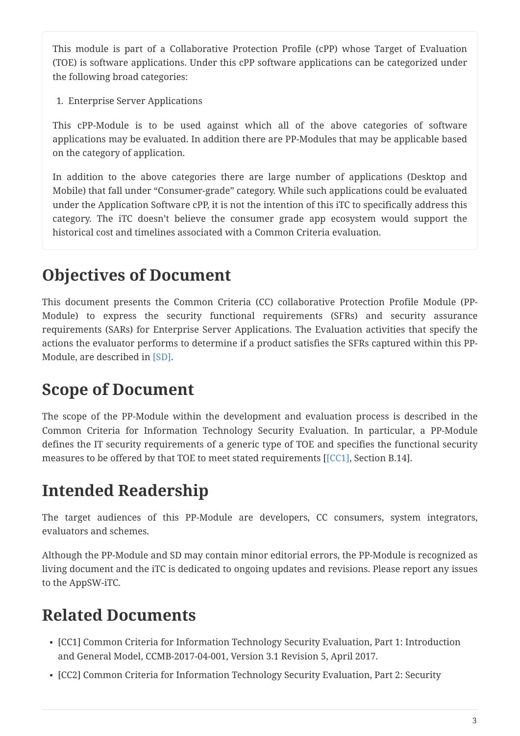This module is part of a Collaborative Protection Profile (cPP) whose Target of Evaluation (TOE) is software applications. Under this cPP software applications can be categorized under the following broad categories:

1. Enterprise Server Applications

This cPP-Module is to be used against which all of the above categories of software applications may be evaluated. In addition there are PP-Modules that may be applicable based on the category of application.

In addition to the above categories there are large number of applications (Desktop and Mobile) that fall under "Consumer-grade" category. While such applications could be evaluated under the Application Software cPP, it is not the intention of this iTC to specifically address this category. The iTC doesn't believe the consumer grade app ecosystem would support the historical cost and timelines associated with a Common Criteria evaluation.

# Objectives of Document

This document presents the Common Criteria (CC) collaborative Protection Profile Module (PP-Module) to express the security functional requirements (SFRs) and security assurance requirements (SARs) for Enterprise Server Applications. The Evaluation activities that specify the actions the evaluator performs to determine if a product satisfies the SFRs captured within this PP-Module, are described in [SD].

# Scope of Document

The scope of the PP-Module within the development and evaluation process is described in the Common Criteria for Information Technology Security Evaluation. In particular, a PP-Module defines the IT security requirements of a generic type of TOE and specifies the functional security measures to be offered by that TOE to meet stated requirements [[CC1], Section B.14].

# Intended Readership

The target audiences of this PP-Module are developers, CC consumers, system integrators, evaluators and schemes.

Although the PP-Module and SD may contain minor editorial errors, the PP-Module is recognized as living document and the iTC is dedicated to ongoing updates and revisions. Please report any issues to the AppSW-iTC.

# Related Documents

- [CC1] Common Criteria for Information Technology Security Evaluation, Part 1: Introduction and General Model, CCMB-2017-04-001, Version 3.1 Revision 5, April 2017.
- [CC2] Common Criteria for Information Technology Security Evaluation, Part 2: Security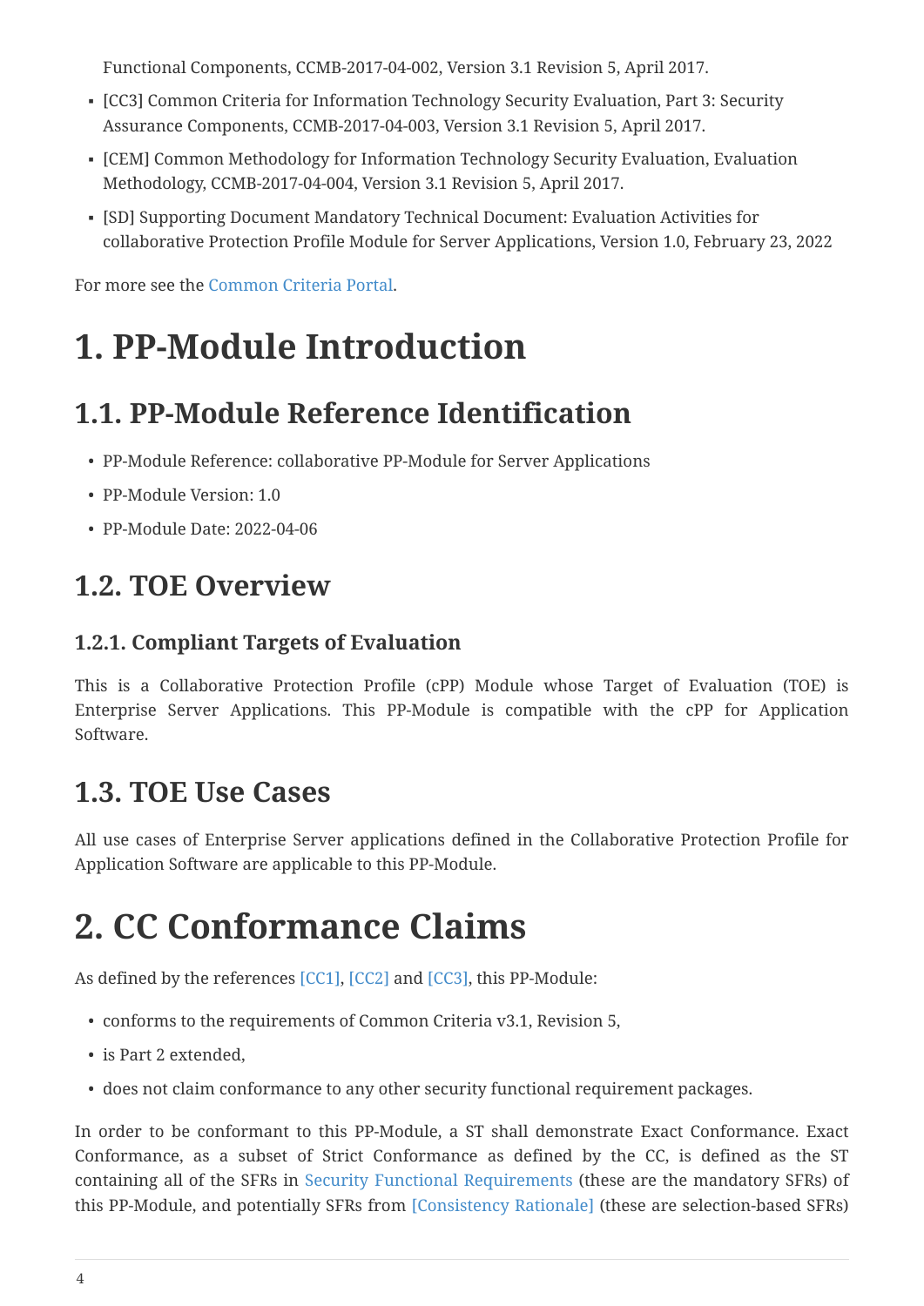Functional Components, CCMB-2017-04-002, Version 3.1 Revision 5, April 2017.

- [CC3] Common Criteria for Information Technology Security Evaluation, Part 3: Security Assurance Components, CCMB-2017-04-003, Version 3.1 Revision 5, April 2017.
- [CEM] Common Methodology for Information Technology Security Evaluation, Evaluation Methodology, CCMB-2017-04-004, Version 3.1 Revision 5, April 2017.
- [SD] Supporting Document Mandatory Technical Document: Evaluation Activities for collaborative Protection Profile Module for Server Applications, Version 1.0, February 23, 2022

For more see the Common Criteria Portal.

# 1. PP-Module Introduction

## 1.1. PP-Module Reference Identification

- PP-Module Reference: collaborative PP-Module for Server Applications
- PP-Module Version: 1.0
- PP-Module Date: 2022-04-06

## 1.2. TOE Overview

### 1.2.1. Compliant Targets of Evaluation

This is a Collaborative Protection Profile (cPP) Module whose Target of Evaluation (TOE) is Enterprise Server Applications. This PP-Module is compatible with the cPP for Application Software.

## 1.3. TOE Use Cases

All use cases of Enterprise Server applications defined in the Collaborative Protection Profile for Application Software are applicable to this PP-Module.

# 2. CC Conformance Claims

As defined by the references [CC1], [CC2] and [CC3], this PP-Module:

- conforms to the requirements of Common Criteria v3.1, Revision 5,
- is Part 2 extended,
- does not claim conformance to any other security functional requirement packages.

In order to be conformant to this PP-Module, a ST shall demonstrate Exact Conformance. Exact Conformance, as a subset of Strict Conformance as defined by the CC, is defined as the ST containing all of the SFRs in Security Functional Requirements (these are the mandatory SFRs) of this PP-Module, and potentially SFRs from [Consistency Rationale] (these are selection-based SFRs)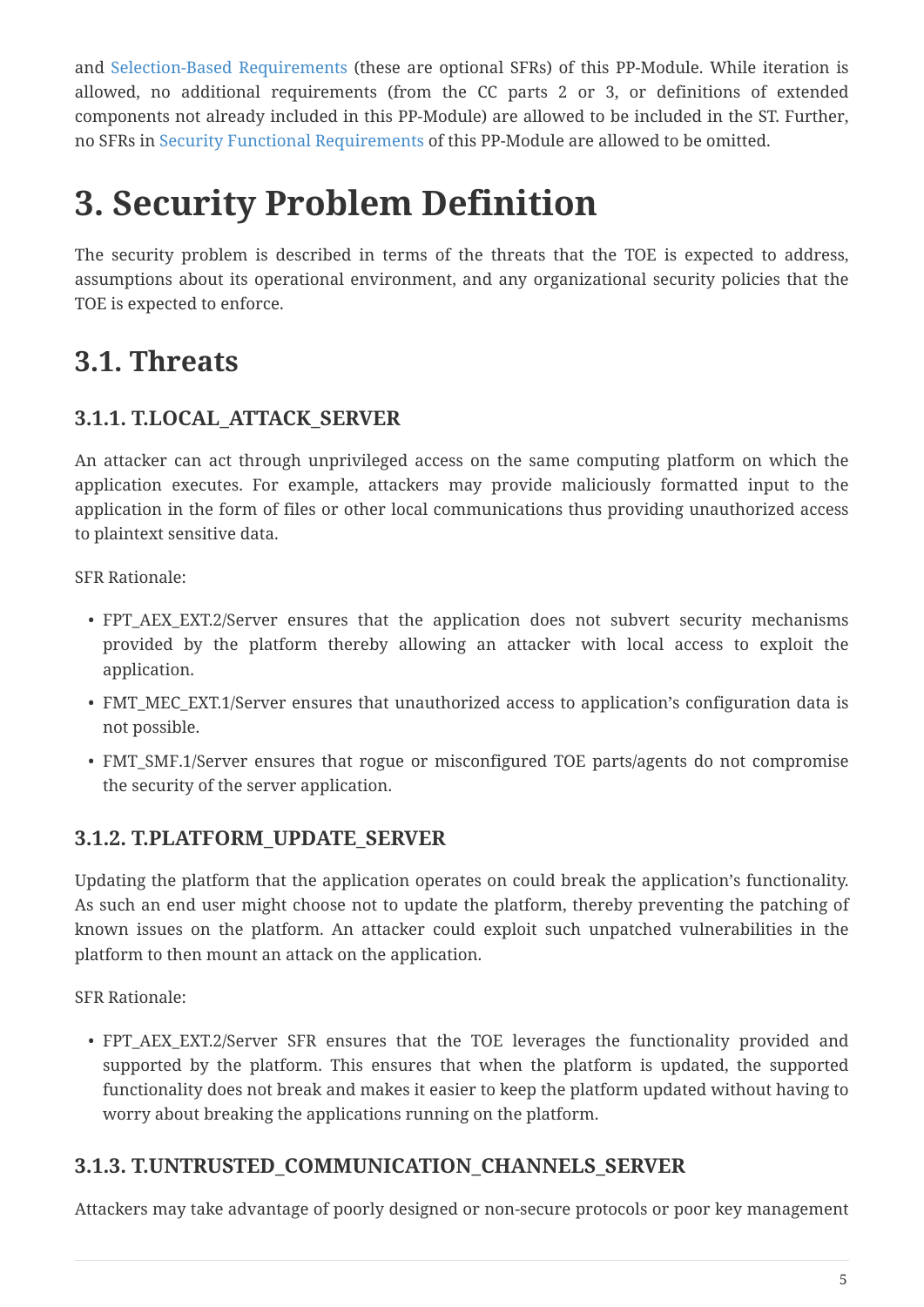and Selection-Based Requirements (these are optional SFRs) of this PP-Module. While iteration is allowed, no additional requirements (from the CC parts 2 or 3, or definitions of extended components not already included in this PP-Module) are allowed to be included in the ST. Further, no SFRs in Security Functional Requirements of this PP-Module are allowed to be omitted.

# 3. Security Problem Definition

The security problem is described in terms of the threats that the TOE is expected to address, assumptions about its operational environment, and any organizational security policies that the TOE is expected to enforce.

## 3.1. Threats

### 3.1.1. T.LOCAL_ATTACK_SERVER

An attacker can act through unprivileged access on the same computing platform on which the application executes. For example, attackers may provide maliciously formatted input to the application in the form of files or other local communications thus providing unauthorized access to plaintext sensitive data.

SFR Rationale:

- FPT_AEX_EXT.2/Server ensures that the application does not subvert security mechanisms provided by the platform thereby allowing an attacker with local access to exploit the application.
- FMT_MEC_EXT.1/Server ensures that unauthorized access to application's configuration data is not possible.
- FMT_SMF.1/Server ensures that rogue or misconfigured TOE parts/agents do not compromise the security of the server application.

### 3.1.2. T.PLATFORM_UPDATE_SERVER

Updating the platform that the application operates on could break the application's functionality. As such an end user might choose not to update the platform, thereby preventing the patching of known issues on the platform. An attacker could exploit such unpatched vulnerabilities in the platform to then mount an attack on the application.

SFR Rationale:

- FPT_AEX_EXT.2/Server SFR ensures that the TOE leverages the functionality provided and supported by the platform. This ensures that when the platform is updated, the supported functionality does not break and makes it easier to keep the platform updated without having to worry about breaking the applications running on the platform.

### 3.1.3. T.UNTRUSTED_COMMUNICATION_CHANNELS_SERVER

Attackers may take advantage of poorly designed or non-secure protocols or poor key management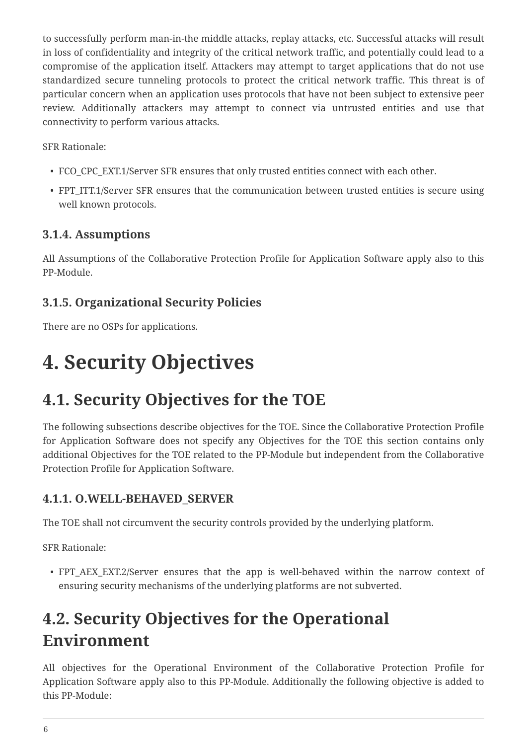to successfully perform man-in-the middle attacks, replay attacks, etc. Successful attacks will result in loss of confidentiality and integrity of the critical network traffic, and potentially could lead to a compromise of the application itself. Attackers may attempt to target applications that do not use standardized secure tunneling protocols to protect the critical network traffic. This threat is of particular concern when an application uses protocols that have not been subject to extensive peer review. Additionally attackers may attempt to connect via untrusted entities and use that connectivity to perform various attacks.

SFR Rationale:

- FCO_CPC_EXT.1/Server SFR ensures that only trusted entities connect with each other.
- FPT_ITT.1/Server SFR ensures that the communication between trusted entities is secure using well known protocols.

### 3.1.4. Assumptions

All Assumptions of the Collaborative Protection Profile for Application Software apply also to this PP-Module.

### 3.1.5. Organizational Security Policies

There are no OSPs for applications.

# 4. Security Objectives

## 4.1. Security Objectives for the TOE

The following subsections describe objectives for the TOE. Since the Collaborative Protection Profile for Application Software does not specify any Objectives for the TOE this section contains only additional Objectives for the TOE related to the PP-Module but independent from the Collaborative Protection Profile for Application Software.

### 4.1.1. O.WELL-BEHAVED_SERVER

The TOE shall not circumvent the security controls provided by the underlying platform.

SFR Rationale:

- FPT_AEX_EXT.2/Server ensures that the app is well-behaved within the narrow context of ensuring security mechanisms of the underlying platforms are not subverted.

## 4.2. Security Objectives for the Operational Environment

All objectives for the Operational Environment of the Collaborative Protection Profile for Application Software apply also to this PP-Module. Additionally the following objective is added to this PP-Module: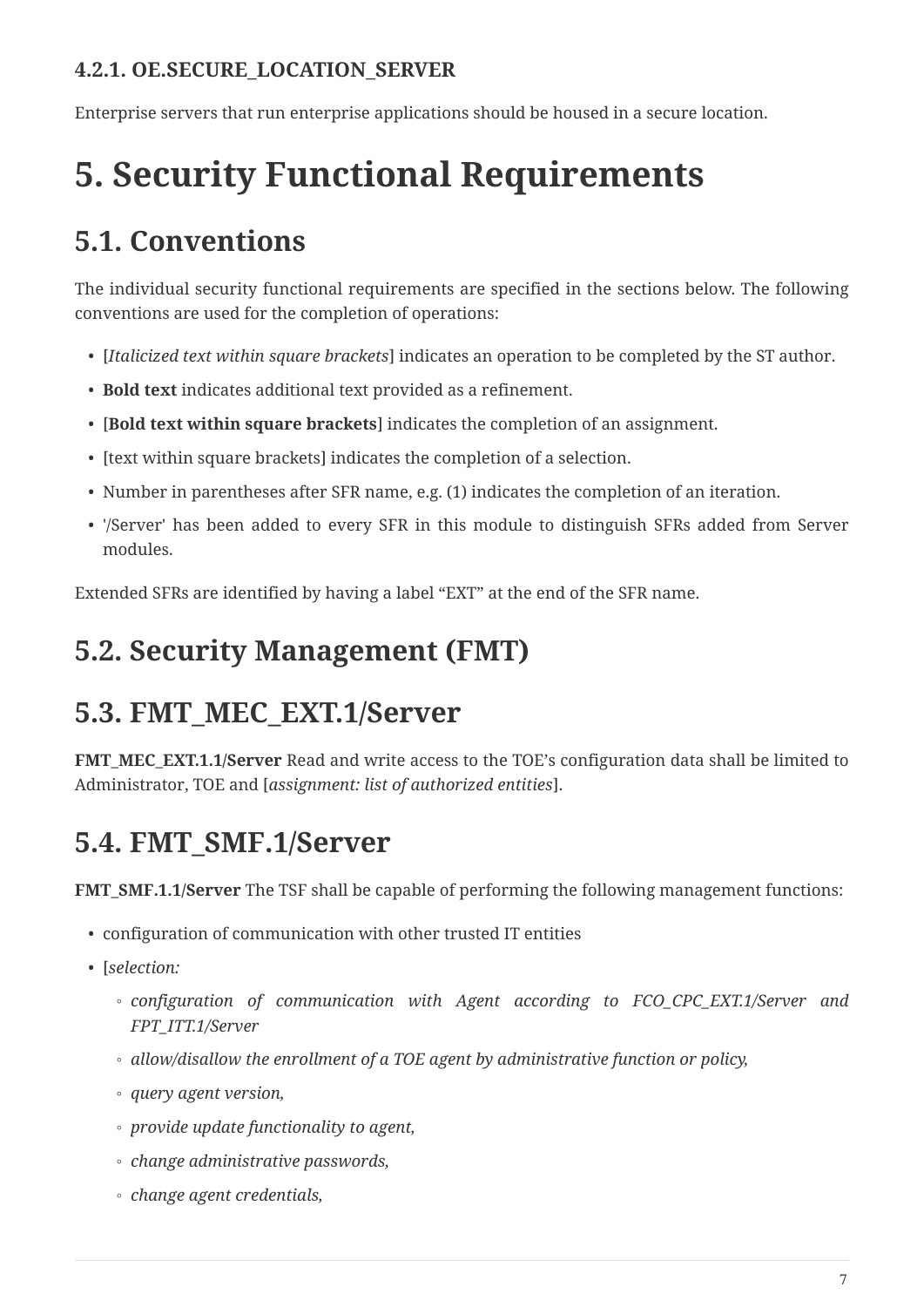#### 4.2.1. OE.SECURE_LOCATION_SERVER

Enterprise servers that run enterprise applications should be housed in a secure location.

# 5. Security Functional Requirements

## 5.1. Conventions

The individual security functional requirements are specified in the sections below. The following conventions are used for the completion of operations:

- [*Italicized text within square brackets*] indicates an operation to be completed by the ST author.
- **Bold text** indicates additional text provided as a refinement.
- [**Bold text within square brackets**] indicates the completion of an assignment.
- [text within square brackets] indicates the completion of a selection.
- Number in parentheses after SFR name, e.g. (1) indicates the completion of an iteration.
- '/Server' has been added to every SFR in this module to distinguish SFRs added from Server modules.

Extended SFRs are identified by having a label “EXT” at the end of the SFR name.

## 5.2. Security Management (FMT)

## 5.3. FMT_MEC_EXT.1/Server

**FMT_MEC_EXT.1.1/Server** Read and write access to the TOE’s configuration data shall be limited to Administrator, TOE and [*assignment: list of authorized entities*].

## 5.4. FMT_SMF.1/Server

**FMT_SMF.1.1/Server** The TSF shall be capable of performing the following management functions:

- configuration of communication with other trusted IT entities
- [*selection:*
  - *configuration of communication with Agent according to FCO_CPC_EXT.1/Server and FPT_ITT.1/Server*
  - *allow/disallow the enrollment of a TOE agent by administrative function or policy,*
  - *query agent version,*
  - *provide update functionality to agent,*
  - *change administrative passwords,*
  - *change agent credentials,*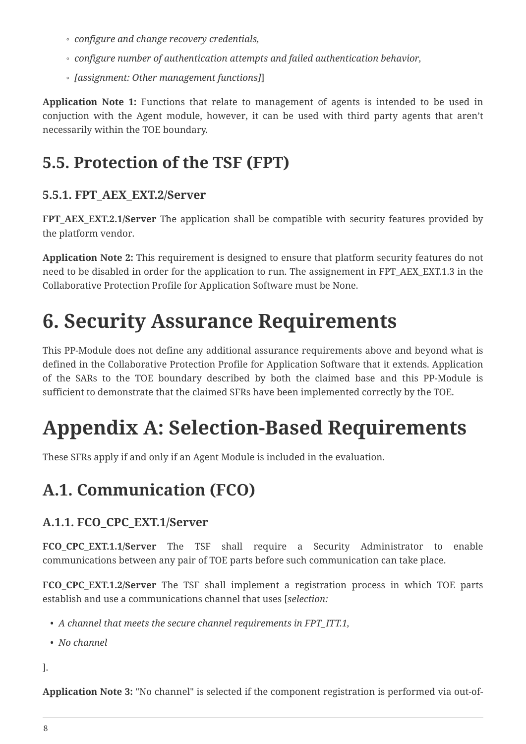- *configure and change recovery credentials,*
- *configure number of authentication attempts and failed authentication behavior,*
- *[assignment: Other management functions]*]

**Application Note 1:** Functions that relate to management of agents is intended to be used in conjuction with the Agent module, however, it can be used with third party agents that aren't necessarily within the TOE boundary.

## 5.5. Protection of the TSF (FPT)

### 5.5.1. FPT_AEX_EXT.2/Server

**FPT_AEX_EXT.2.1/Server** The application shall be compatible with security features provided by the platform vendor.

**Application Note 2:** This requirement is designed to ensure that platform security features do not need to be disabled in order for the application to run. The assignement in FPT_AEX_EXT.1.3 in the Collaborative Protection Profile for Application Software must be None.

# 6. Security Assurance Requirements

This PP-Module does not define any additional assurance requirements above and beyond what is defined in the Collaborative Protection Profile for Application Software that it extends. Application of the SARs to the TOE boundary described by both the claimed base and this PP-Module is sufficient to demonstrate that the claimed SFRs have been implemented correctly by the TOE.

# Appendix A: Selection-Based Requirements

These SFRs apply if and only if an Agent Module is included in the evaluation.

## A.1. Communication (FCO)

### A.1.1. FCO_CPC_EXT.1/Server

**FCO_CPC_EXT.1.1/Server** The TSF shall require a Security Administrator to enable communications between any pair of TOE parts before such communication can take place.

**FCO_CPC_EXT.1.2/Server** The TSF shall implement a registration process in which TOE parts establish and use a communications channel that uses [*selection:*

- *A channel that meets the secure channel requirements in FPT_ITT.1,*
- *No channel*

].

**Application Note 3:** "No channel" is selected if the component registration is performed via out-of-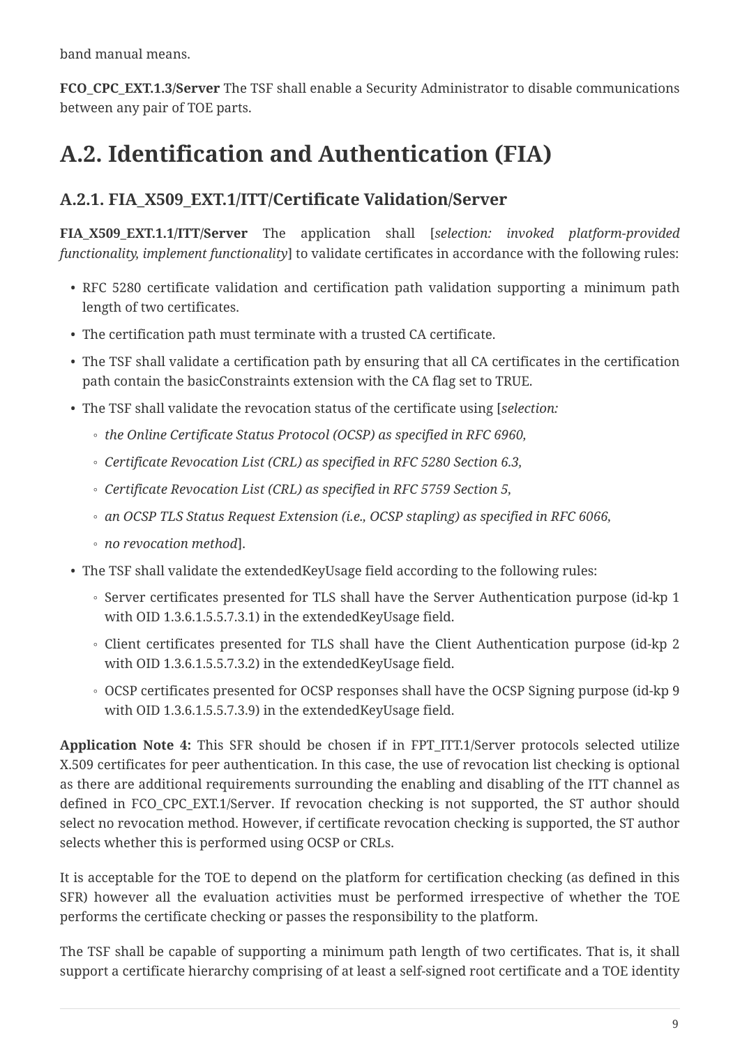band manual means.

**FCO_CPC_EXT.1.3/Server** The TSF shall enable a Security Administrator to disable communications between any pair of TOE parts.

# A.2. Identification and Authentication (FIA)

## A.2.1. FIA_X509_EXT.1/ITT/Certificate Validation/Server

**FIA_X509_EXT.1.1/ITT/Server** The application shall [*selection: invoked platform-provided functionality, implement functionality*] to validate certificates in accordance with the following rules:

- RFC 5280 certificate validation and certification path validation supporting a minimum path length of two certificates.
- The certification path must terminate with a trusted CA certificate.
- The TSF shall validate a certification path by ensuring that all CA certificates in the certification path contain the basicConstraints extension with the CA flag set to TRUE.
- The TSF shall validate the revocation status of the certificate using [*selection:*
  - *the Online Certificate Status Protocol (OCSP) as specified in RFC 6960,*
  - *Certificate Revocation List (CRL) as specified in RFC 5280 Section 6.3,*
  - *Certificate Revocation List (CRL) as specified in RFC 5759 Section 5,*
  - *an OCSP TLS Status Request Extension (i.e., OCSP stapling) as specified in RFC 6066,*
  - *no revocation method*].
- The TSF shall validate the extendedKeyUsage field according to the following rules:
  - Server certificates presented for TLS shall have the Server Authentication purpose (id-kp 1 with OID 1.3.6.1.5.5.7.3.1) in the extendedKeyUsage field.
  - Client certificates presented for TLS shall have the Client Authentication purpose (id-kp 2 with OID 1.3.6.1.5.5.7.3.2) in the extendedKeyUsage field.
  - OCSP certificates presented for OCSP responses shall have the OCSP Signing purpose (id-kp 9 with OID 1.3.6.1.5.5.7.3.9) in the extendedKeyUsage field.

**Application Note 4:** This SFR should be chosen if in FPT_ITT.1/Server protocols selected utilize X.509 certificates for peer authentication. In this case, the use of revocation list checking is optional as there are additional requirements surrounding the enabling and disabling of the ITT channel as defined in FCO_CPC_EXT.1/Server. If revocation checking is not supported, the ST author should select no revocation method. However, if certificate revocation checking is supported, the ST author selects whether this is performed using OCSP or CRLs.

It is acceptable for the TOE to depend on the platform for certification checking (as defined in this SFR) however all the evaluation activities must be performed irrespective of whether the TOE performs the certificate checking or passes the responsibility to the platform.

The TSF shall be capable of supporting a minimum path length of two certificates. That is, it shall support a certificate hierarchy comprising of at least a self-signed root certificate and a TOE identity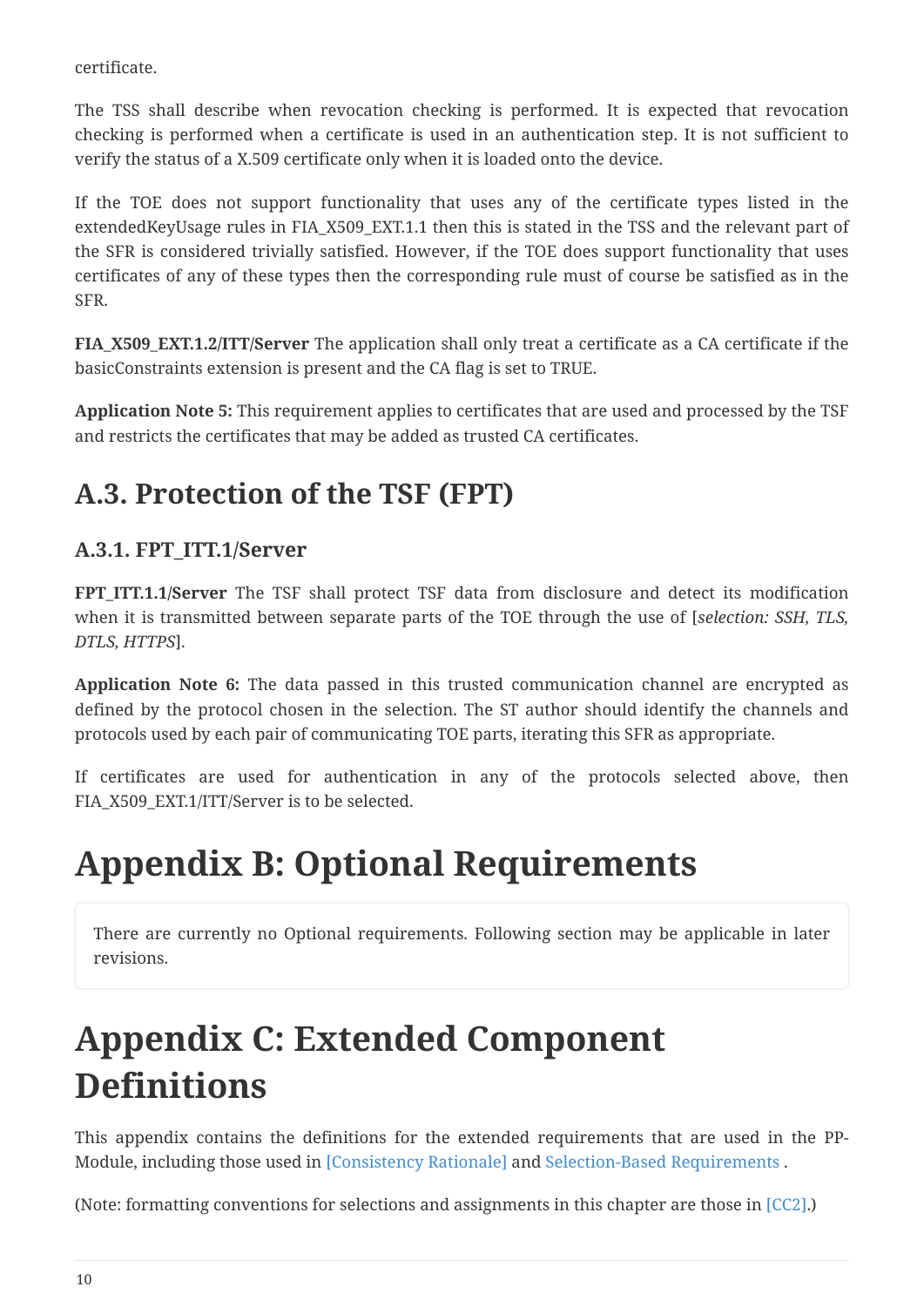certificate.

The TSS shall describe when revocation checking is performed. It is expected that revocation checking is performed when a certificate is used in an authentication step. It is not sufficient to verify the status of a X.509 certificate only when it is loaded onto the device.

If the TOE does not support functionality that uses any of the certificate types listed in the extendedKeyUsage rules in FIA_X509_EXT.1.1 then this is stated in the TSS and the relevant part of the SFR is considered trivially satisfied. However, if the TOE does support functionality that uses certificates of any of these types then the corresponding rule must of course be satisfied as in the SFR.

**FIA_X509_EXT.1.2/ITT/Server** The application shall only treat a certificate as a CA certificate if the basicConstraints extension is present and the CA flag is set to TRUE.

**Application Note 5:** This requirement applies to certificates that are used and processed by the TSF and restricts the certificates that may be added as trusted CA certificates.

## A.3. Protection of the TSF (FPT)

### A.3.1. FPT_ITT.1/Server

**FPT_ITT.1.1/Server** The TSF shall protect TSF data from disclosure and detect its modification when it is transmitted between separate parts of the TOE through the use of [*selection: SSH, TLS, DTLS, HTTPS*].

**Application Note 6:** The data passed in this trusted communication channel are encrypted as defined by the protocol chosen in the selection. The ST author should identify the channels and protocols used by each pair of communicating TOE parts, iterating this SFR as appropriate.

If certificates are used for authentication in any of the protocols selected above, then FIA_X509_EXT.1/ITT/Server is to be selected.

# Appendix B: Optional Requirements

There are currently no Optional requirements. Following section may be applicable in later revisions.

# Appendix C: Extended Component Definitions

This appendix contains the definitions for the extended requirements that are used in the PP-Module, including those used in [Consistency Rationale] and Selection-Based Requirements .

(Note: formatting conventions for selections and assignments in this chapter are those in [CC2].)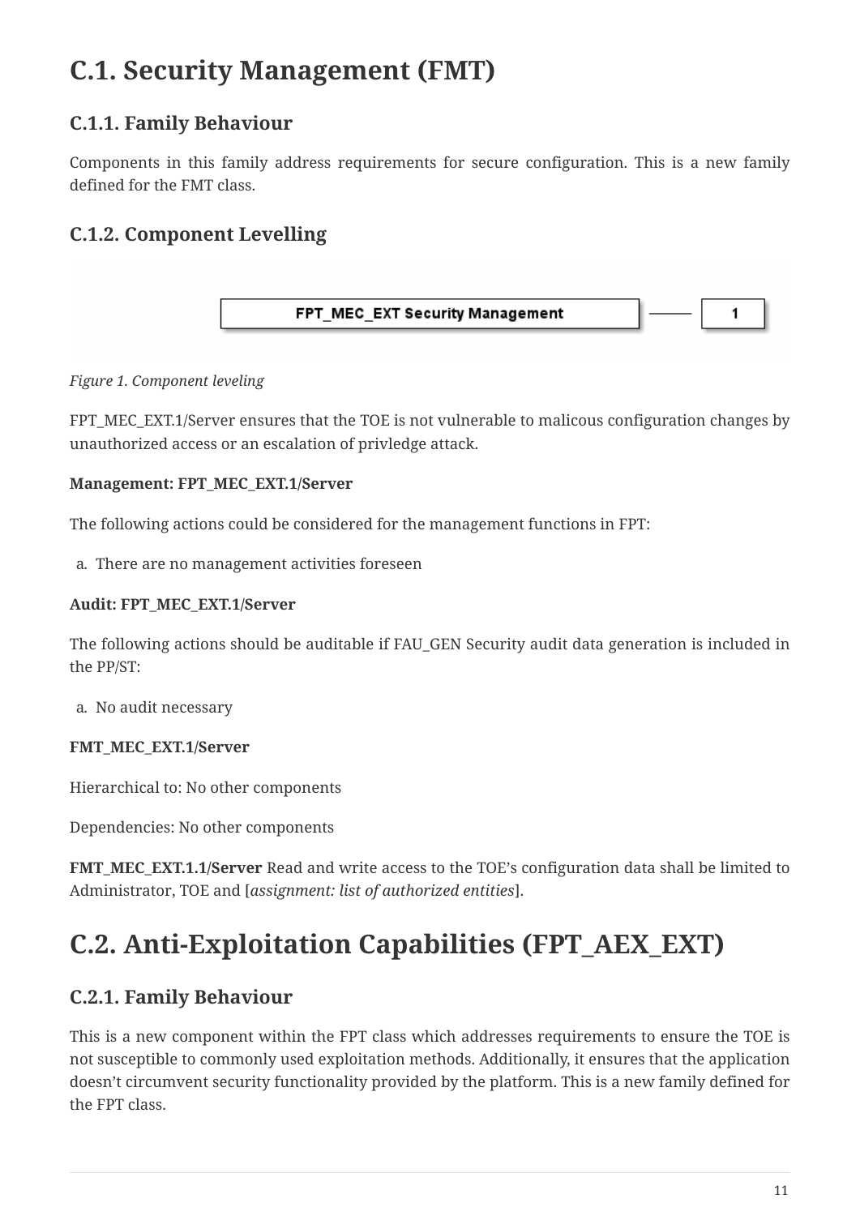# C.1. Security Management (FMT)

## C.1.1. Family Behaviour

Components in this family address requirements for secure configuration. This is a new family defined for the FMT class.

## C.1.2. Component Levelling

FPT_MEC_EXT Security Management — 1

*Figure 1. Component leveling*

FPT_MEC_EXT.1/Server ensures that the TOE is not vulnerable to malicous configuration changes by unauthorized access or an escalation of privledge attack.

**Management: FPT_MEC_EXT.1/Server**

The following actions could be considered for the management functions in FPT:

a. There are no management activities foreseen

**Audit: FPT_MEC_EXT.1/Server**

The following actions should be auditable if FAU_GEN Security audit data generation is included in the PP/ST:

a. No audit necessary

**FMT_MEC_EXT.1/Server**

Hierarchical to: No other components

Dependencies: No other components

**FMT_MEC_EXT.1.1/Server** Read and write access to the TOE's configuration data shall be limited to Administrator, TOE and [*assignment: list of authorized entities*].

# C.2. Anti-Exploitation Capabilities (FPT_AEX_EXT)

## C.2.1. Family Behaviour

This is a new component within the FPT class which addresses requirements to ensure the TOE is not susceptible to commonly used exploitation methods. Additionally, it ensures that the application doesn't circumvent security functionality provided by the platform. This is a new family defined for the FPT class.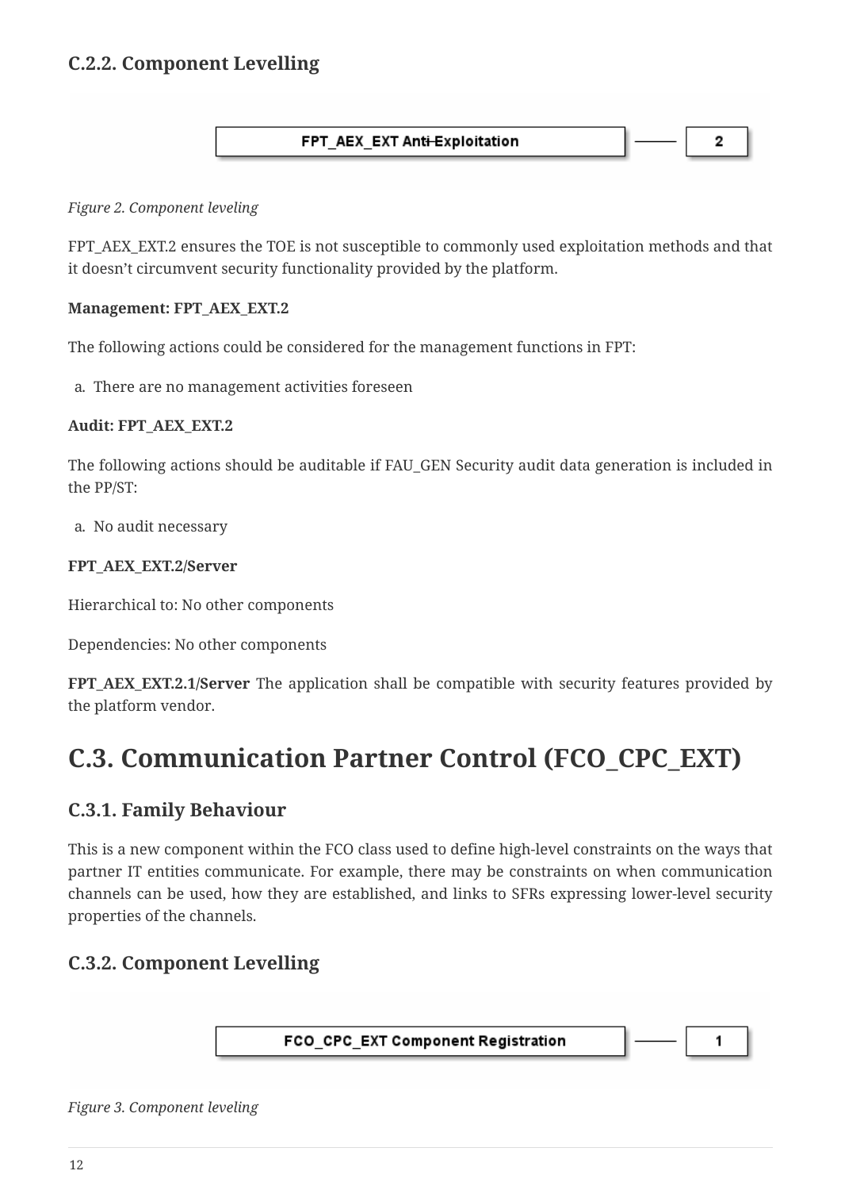### C.2.2. Component Levelling

FPT_AEX_EXT Anti-Exploitation — 2

*Figure 2. Component leveling*

FPT_AEX_EXT.2 ensures the TOE is not susceptible to commonly used exploitation methods and that it doesn't circumvent security functionality provided by the platform.

**Management: FPT_AEX_EXT.2**

The following actions could be considered for the management functions in FPT:

a. There are no management activities foreseen

**Audit: FPT_AEX_EXT.2**

The following actions should be auditable if FAU_GEN Security audit data generation is included in the PP/ST:

a. No audit necessary

**FPT_AEX_EXT.2/Server**

Hierarchical to: No other components

Dependencies: No other components

**FPT_AEX_EXT.2.1/Server** The application shall be compatible with security features provided by the platform vendor.

## C.3. Communication Partner Control (FCO_CPC_EXT)

### C.3.1. Family Behaviour

This is a new component within the FCO class used to define high-level constraints on the ways that partner IT entities communicate. For example, there may be constraints on when communication channels can be used, how they are established, and links to SFRs expressing lower-level security properties of the channels.

### C.3.2. Component Levelling

FCO_CPC_EXT Component Registration — 1

*Figure 3. Component leveling*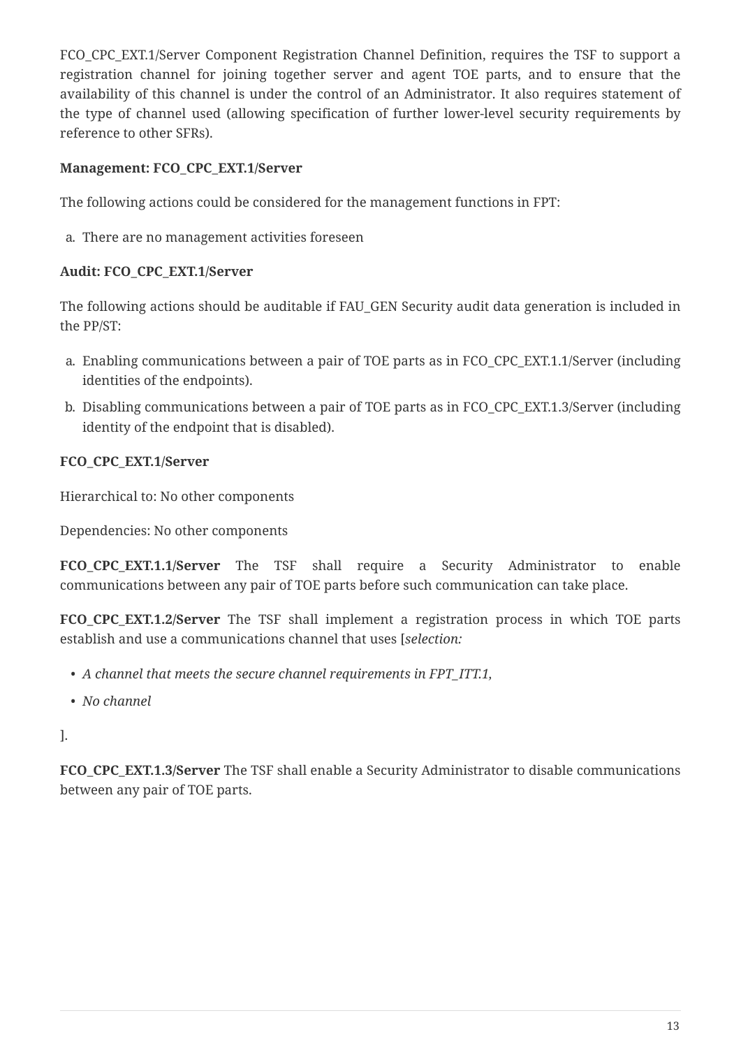FCO_CPC_EXT.1/Server Component Registration Channel Definition, requires the TSF to support a registration channel for joining together server and agent TOE parts, and to ensure that the availability of this channel is under the control of an Administrator. It also requires statement of the type of channel used (allowing specification of further lower-level security requirements by reference to other SFRs).

**Management: FCO_CPC_EXT.1/Server**

The following actions could be considered for the management functions in FPT:

a. There are no management activities foreseen

**Audit: FCO_CPC_EXT.1/Server**

The following actions should be auditable if FAU_GEN Security audit data generation is included in the PP/ST:

a. Enabling communications between a pair of TOE parts as in FCO_CPC_EXT.1.1/Server (including identities of the endpoints).
b. Disabling communications between a pair of TOE parts as in FCO_CPC_EXT.1.3/Server (including identity of the endpoint that is disabled).

**FCO_CPC_EXT.1/Server**

Hierarchical to: No other components

Dependencies: No other components

**FCO_CPC_EXT.1.1/Server** The TSF shall require a Security Administrator to enable communications between any pair of TOE parts before such communication can take place.

**FCO_CPC_EXT.1.2/Server** The TSF shall implement a registration process in which TOE parts establish and use a communications channel that uses [*selection:*

- *A channel that meets the secure channel requirements in FPT_ITT.1,*
- *No channel*

].

**FCO_CPC_EXT.1.3/Server** The TSF shall enable a Security Administrator to disable communications between any pair of TOE parts.